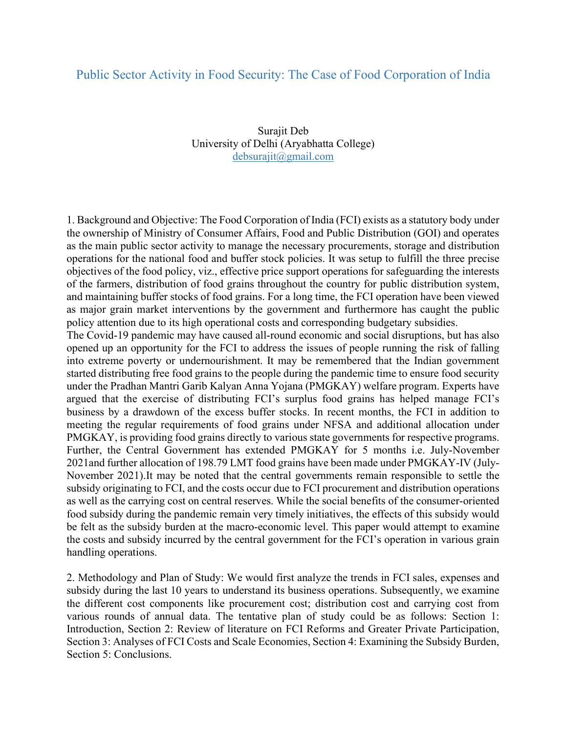# Public Sector Activity in Food Security: The Case of Food Corporation of India

Surajit Deb
University of Delhi (Aryabhatta College)
debsurajit@gmail.com

1. Background and Objective: The Food Corporation of India (FCI) exists as a statutory body under the ownership of Ministry of Consumer Affairs, Food and Public Distribution (GOI) and operates as the main public sector activity to manage the necessary procurements, storage and distribution operations for the national food and buffer stock policies. It was setup to fulfill the three precise objectives of the food policy, viz., effective price support operations for safeguarding the interests of the farmers, distribution of food grains throughout the country for public distribution system, and maintaining buffer stocks of food grains. For a long time, the FCI operation have been viewed as major grain market interventions by the government and furthermore has caught the public policy attention due to its high operational costs and corresponding budgetary subsidies.

The Covid-19 pandemic may have caused all-round economic and social disruptions, but has also opened up an opportunity for the FCI to address the issues of people running the risk of falling into extreme poverty or undernourishment. It may be remembered that the Indian government started distributing free food grains to the people during the pandemic time to ensure food security under the Pradhan Mantri Garib Kalyan Anna Yojana (PMGKAY) welfare program. Experts have argued that the exercise of distributing FCI's surplus food grains has helped manage FCI's business by a drawdown of the excess buffer stocks. In recent months, the FCI in addition to meeting the regular requirements of food grains under NFSA and additional allocation under PMGKAY, is providing food grains directly to various state governments for respective programs. Further, the Central Government has extended PMGKAY for 5 months i.e. July-November 2021and further allocation of 198.79 LMT food grains have been made under PMGKAY-IV (July-November 2021).It may be noted that the central governments remain responsible to settle the subsidy originating to FCI, and the costs occur due to FCI procurement and distribution operations as well as the carrying cost on central reserves. While the social benefits of the consumer-oriented food subsidy during the pandemic remain very timely initiatives, the effects of this subsidy would be felt as the subsidy burden at the macro-economic level. This paper would attempt to examine the costs and subsidy incurred by the central government for the FCI's operation in various grain handling operations.

2. Methodology and Plan of Study: We would first analyze the trends in FCI sales, expenses and subsidy during the last 10 years to understand its business operations. Subsequently, we examine the different cost components like procurement cost; distribution cost and carrying cost from various rounds of annual data. The tentative plan of study could be as follows: Section 1: Introduction, Section 2: Review of literature on FCI Reforms and Greater Private Participation, Section 3: Analyses of FCI Costs and Scale Economies, Section 4: Examining the Subsidy Burden, Section 5: Conclusions.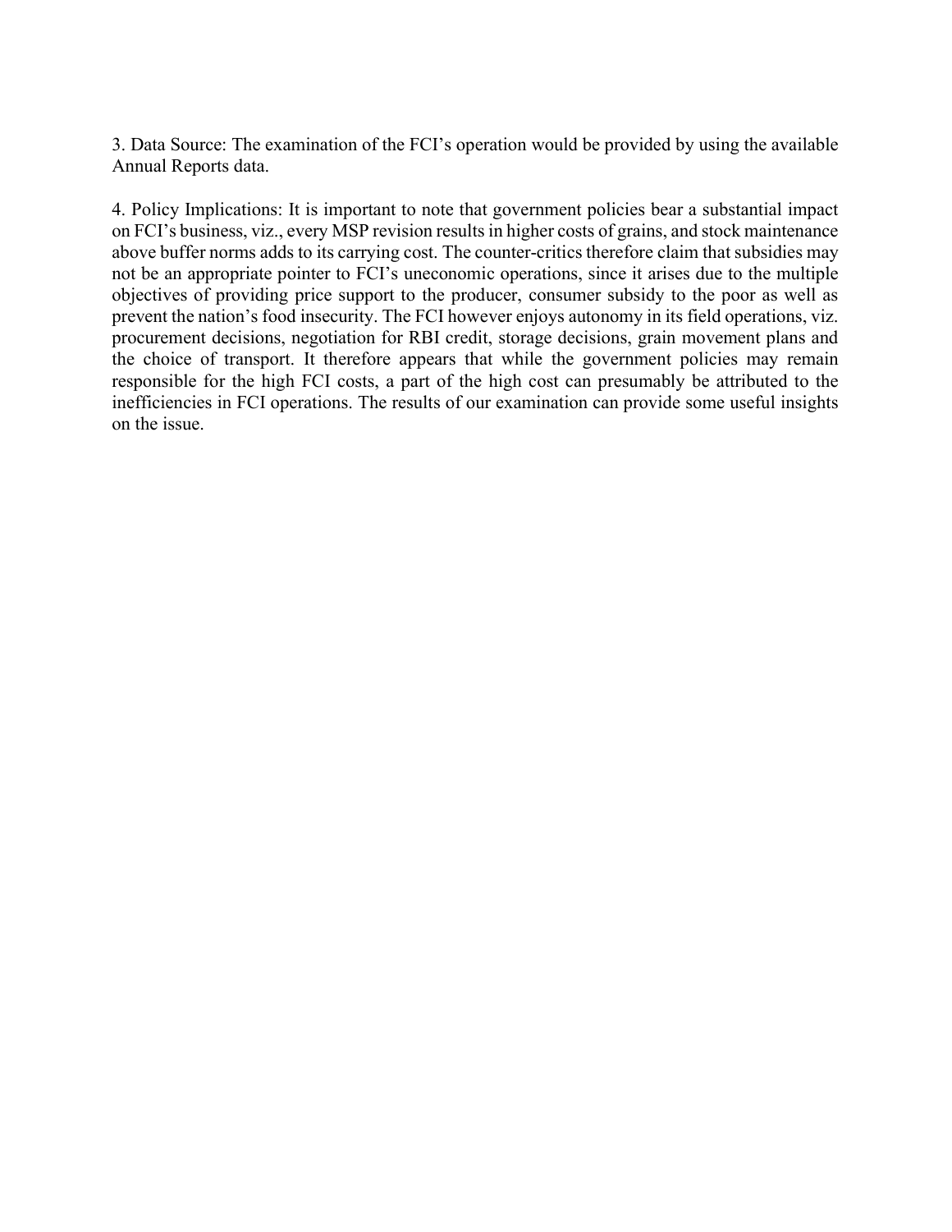3. Data Source: The examination of the FCI's operation would be provided by using the available Annual Reports data.

4. Policy Implications: It is important to note that government policies bear a substantial impact on FCI's business, viz., every MSP revision results in higher costs of grains, and stock maintenance above buffer norms adds to its carrying cost. The counter-critics therefore claim that subsidies may not be an appropriate pointer to FCI's uneconomic operations, since it arises due to the multiple objectives of providing price support to the producer, consumer subsidy to the poor as well as prevent the nation's food insecurity. The FCI however enjoys autonomy in its field operations, viz. procurement decisions, negotiation for RBI credit, storage decisions, grain movement plans and the choice of transport. It therefore appears that while the government policies may remain responsible for the high FCI costs, a part of the high cost can presumably be attributed to the inefficiencies in FCI operations. The results of our examination can provide some useful insights on the issue.